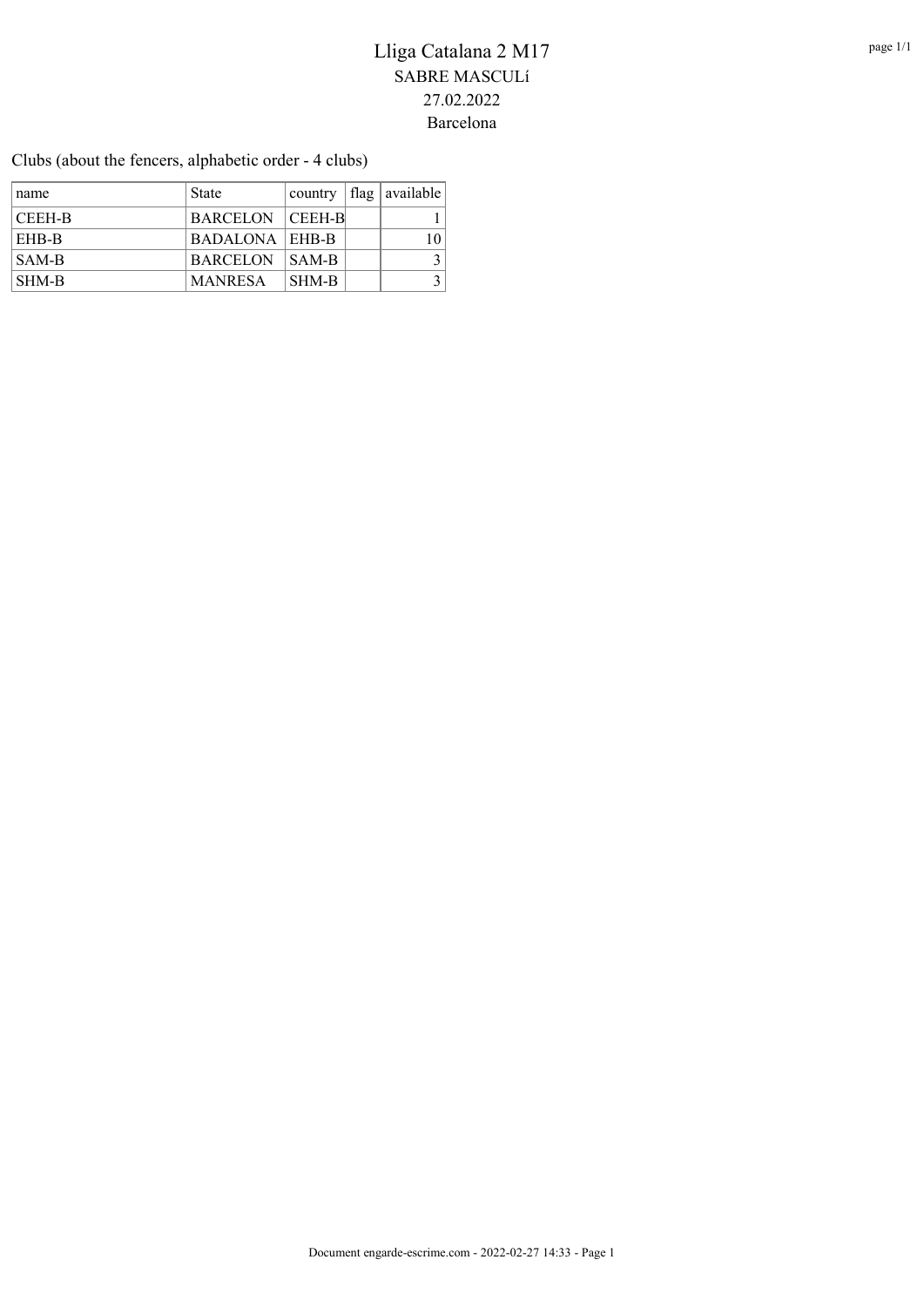# Lliga Catalana 2 M17

SABRE MASCULí

27.02.2022

Barcelona

Clubs (about the fencers, alphabetic order - 4 clubs)

| name | State | country | flag | available |
|---|---|---|---|---|
| CEEH-B | BARCELON | CEEH-B | | 1 |
| EHB-B | BADALONA | EHB-B | | 10 |
| SAM-B | BARCELON | SAM-B | | 3 |
| SHM-B | MANRESA | SHM-B | | 3 |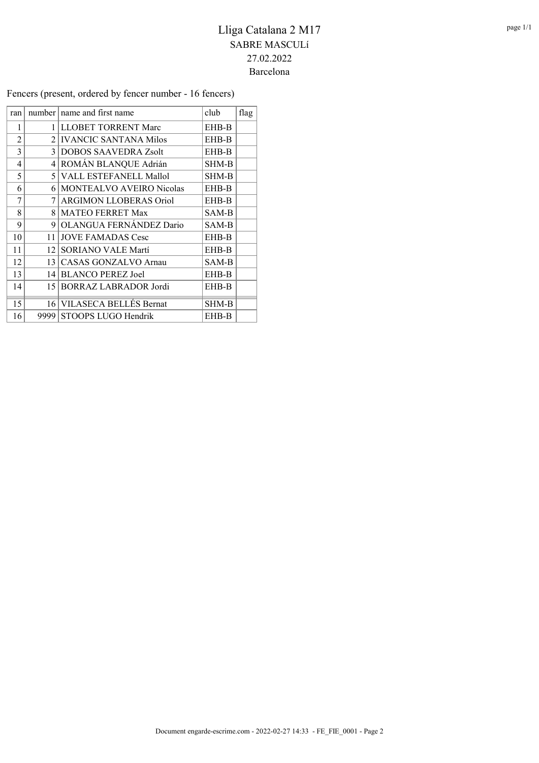# Lliga Catalana 2 M17

## SABRE MASCULí

27.02.2022

Barcelona

Fencers (present, ordered by fencer number - 16 fencers)

| ran | number | name and first name | club | flag |
|---|---|---|---|---|
| 1 | 1 | LLOBET TORRENT Marc | EHB-B | |
| 2 | 2 | IVANCIC SANTANA Milos | EHB-B | |
| 3 | 3 | DOBOS SAAVEDRA Zsolt | EHB-B | |
| 4 | 4 | ROMÁN BLANQUE Adrián | SHM-B | |
| 5 | 5 | VALL ESTEFANELL Mallol | SHM-B | |
| 6 | 6 | MONTEALVO AVEIRO Nicolas | EHB-B | |
| 7 | 7 | ARGIMON LLOBERAS Oriol | EHB-B | |
| 8 | 8 | MATEO FERRET Max | SAM-B | |
| 9 | 9 | OLANGUA FERNÁNDEZ Dario | SAM-B | |
| 10 | 11 | JOVE FAMADAS Cesc | EHB-B | |
| 11 | 12 | SORIANO VALE Martí | EHB-B | |
| 12 | 13 | CASAS GONZALVO Arnau | SAM-B | |
| 13 | 14 | BLANCO PEREZ Joel | EHB-B | |
| 14 | 15 | BORRAZ LABRADOR Jordi | EHB-B | |
| 15 | 16 | VILASECA BELLÉS Bernat | SHM-B | |
| 16 | 9999 | STOOPS LUGO Hendrik | EHB-B | |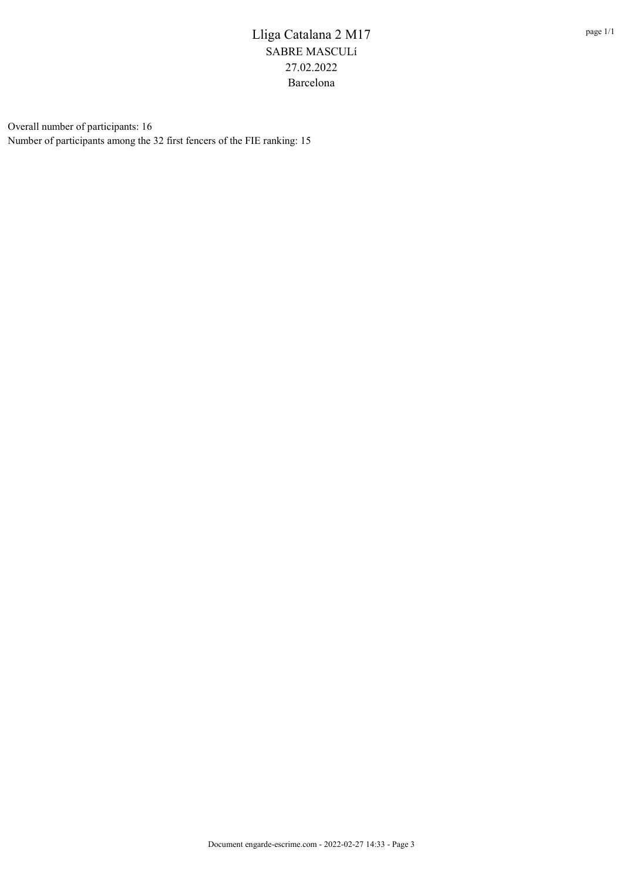# Lliga Catalana 2 M17

SABRE MASCULí

27.02.2022

Barcelona

Overall number of participants: 16

Number of participants among the 32 first fencers of the FIE ranking: 15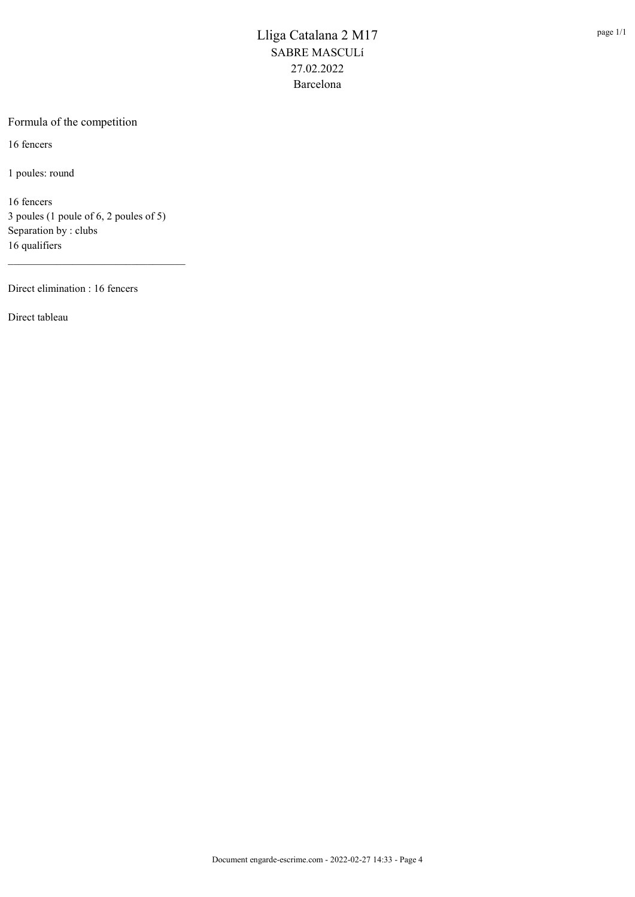# Lliga Catalana 2 M17

SABRE MASCULí

27.02.2022

Barcelona

## Formula of the competition

16 fencers

1 poules: round

16 fencers
3 poules (1 poule of 6, 2 poules of 5)
Separation by : clubs
16 qualifiers

---

Direct elimination : 16 fencers

Direct tableau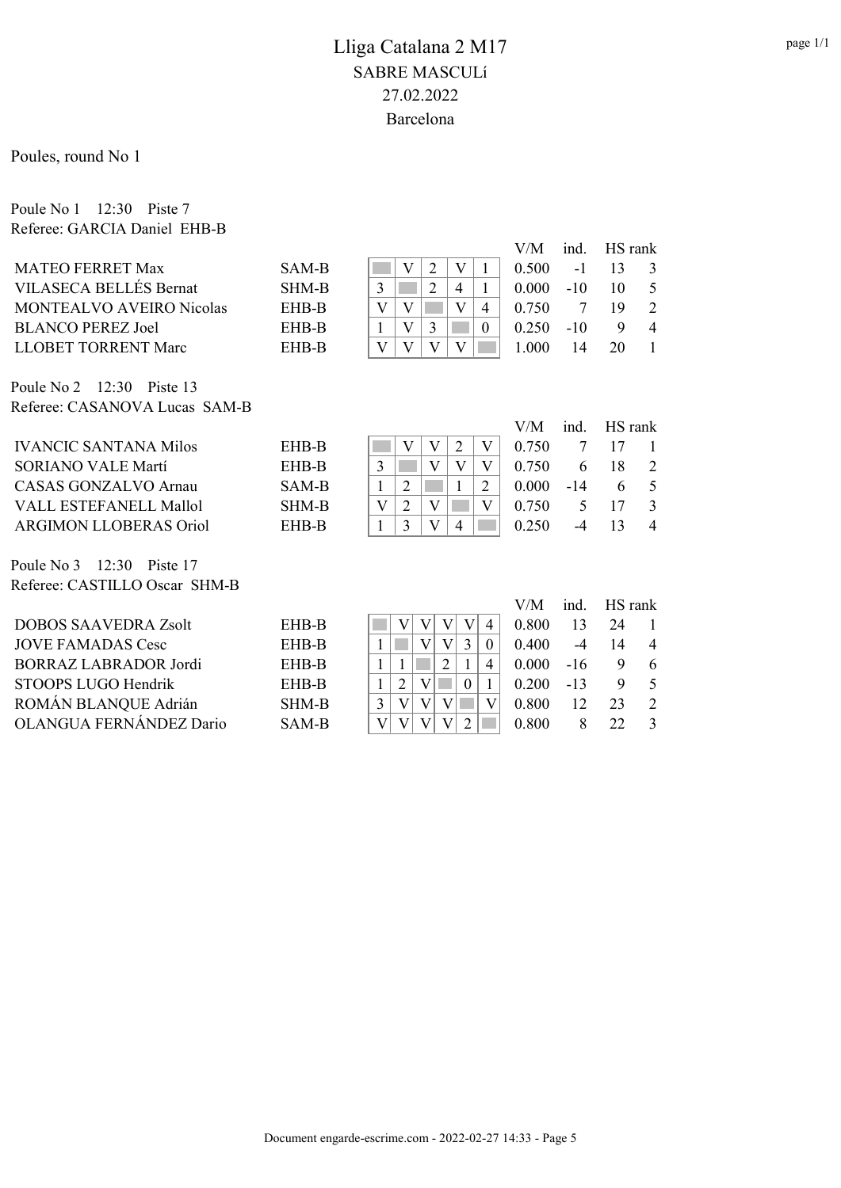# Lliga Catalana 2 M17

## SABRE MASCULí

27.02.2022

Barcelona

Poules, round No 1

Poule No 1 12:30 Piste 7
Referee: GARCIA Daniel EHB-B

| Name | Club | 1 | 2 | 3 | 4 | 5 | V/M | ind. | HS | rank |
|---|---|---|---|---|---|---|---|---|---|---|
| MATEO FERRET Max | SAM-B | | V | 2 | V | 1 | 0.500 | -1 | 13 | 3 |
| VILASECA BELLÉS Bernat | SHM-B | 3 | | 2 | 4 | 1 | 0.000 | -10 | 10 | 5 |
| MONTEALVO AVEIRO Nicolas | EHB-B | V | V | | V | 4 | 0.750 | 7 | 19 | 2 |
| BLANCO PEREZ Joel | EHB-B | 1 | V | 3 | | 0 | 0.250 | -10 | 9 | 4 |
| LLOBET TORRENT Marc | EHB-B | V | V | V | V | | 1.000 | 14 | 20 | 1 |

Poule No 2 12:30 Piste 13
Referee: CASANOVA Lucas SAM-B

| Name | Club | 1 | 2 | 3 | 4 | 5 | V/M | ind. | HS | rank |
|---|---|---|---|---|---|---|---|---|---|---|
| IVANCIC SANTANA Milos | EHB-B | | V | V | 2 | V | 0.750 | 7 | 17 | 1 |
| SORIANO VALE Martí | EHB-B | 3 | | V | V | V | 0.750 | 6 | 18 | 2 |
| CASAS GONZALVO Arnau | SAM-B | 1 | 2 | | 1 | 2 | 0.000 | -14 | 6 | 5 |
| VALL ESTEFANELL Mallol | SHM-B | V | 2 | V | | V | 0.750 | 5 | 17 | 3 |
| ARGIMON LLOBERAS Oriol | EHB-B | 1 | 3 | V | 4 | | 0.250 | -4 | 13 | 4 |

Poule No 3 12:30 Piste 17
Referee: CASTILLO Oscar SHM-B

| Name | Club | 1 | 2 | 3 | 4 | 5 | 6 | V/M | ind. | HS | rank |
|---|---|---|---|---|---|---|---|---|---|---|---|
| DOBOS SAAVEDRA Zsolt | EHB-B | | V | V | V | V | 4 | 0.800 | 13 | 24 | 1 |
| JOVE FAMADAS Cesc | EHB-B | 1 | | V | V | 3 | 0 | 0.400 | -4 | 14 | 4 |
| BORRAZ LABRADOR Jordi | EHB-B | 1 | 1 | | 2 | 1 | 4 | 0.000 | -16 | 9 | 6 |
| STOOPS LUGO Hendrik | EHB-B | 1 | 2 | V | | 0 | 1 | 0.200 | -13 | 9 | 5 |
| ROMÁN BLANQUE Adrián | SHM-B | 3 | V | V | V | | V | 0.800 | 12 | 23 | 2 |
| OLANGUA FERNÁNDEZ Dario | SAM-B | V | V | V | V | 2 | | 0.800 | 8 | 22 | 3 |

Document engarde-escrime.com - 2022-02-27 14:33 - Page 5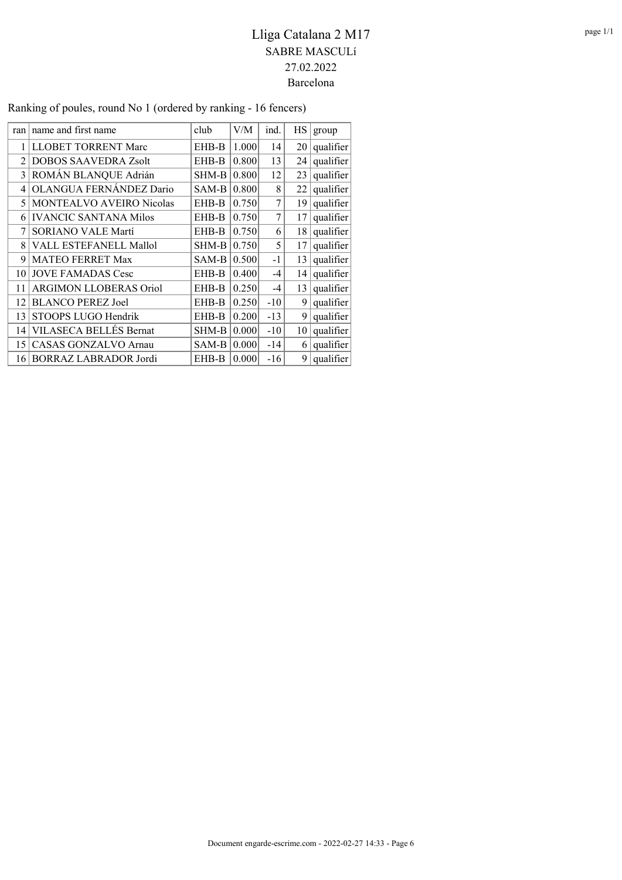# Lliga Catalana 2 M17

SABRE MASCULí

27.02.2022

Barcelona

Ranking of poules, round No 1 (ordered by ranking - 16 fencers)

| ran | name and first name | club | V/M | ind. | HS | group |
|---|---|---|---|---|---|---|
| 1 | LLOBET TORRENT Marc | EHB-B | 1.000 | 14 | 20 | qualifier |
| 2 | DOBOS SAAVEDRA Zsolt | EHB-B | 0.800 | 13 | 24 | qualifier |
| 3 | ROMÁN BLANQUE Adrián | SHM-B | 0.800 | 12 | 23 | qualifier |
| 4 | OLANGUA FERNÁNDEZ Dario | SAM-B | 0.800 | 8 | 22 | qualifier |
| 5 | MONTEALVO AVEIRO Nicolas | EHB-B | 0.750 | 7 | 19 | qualifier |
| 6 | IVANCIC SANTANA Milos | EHB-B | 0.750 | 7 | 17 | qualifier |
| 7 | SORIANO VALE Martí | EHB-B | 0.750 | 6 | 18 | qualifier |
| 8 | VALL ESTEFANELL Mallol | SHM-B | 0.750 | 5 | 17 | qualifier |
| 9 | MATEO FERRET Max | SAM-B | 0.500 | -1 | 13 | qualifier |
| 10 | JOVE FAMADAS Cesc | EHB-B | 0.400 | -4 | 14 | qualifier |
| 11 | ARGIMON LLOBERAS Oriol | EHB-B | 0.250 | -4 | 13 | qualifier |
| 12 | BLANCO PEREZ Joel | EHB-B | 0.250 | -10 | 9 | qualifier |
| 13 | STOOPS LUGO Hendrik | EHB-B | 0.200 | -13 | 9 | qualifier |
| 14 | VILASECA BELLÉS Bernat | SHM-B | 0.000 | -10 | 10 | qualifier |
| 15 | CASAS GONZALVO Arnau | SAM-B | 0.000 | -14 | 6 | qualifier |
| 16 | BORRAZ LABRADOR Jordi | EHB-B | 0.000 | -16 | 9 | qualifier |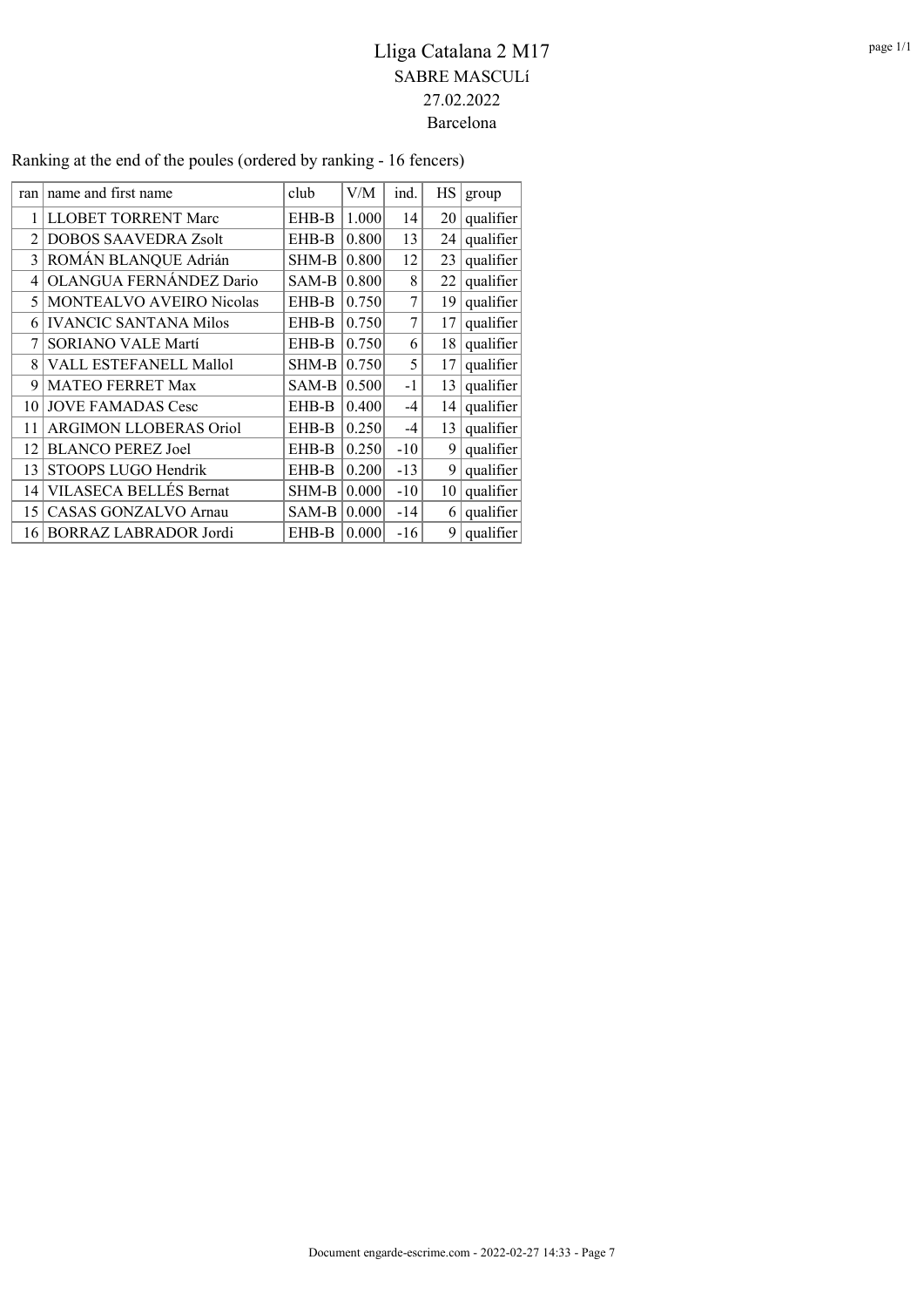# Lliga Catalana 2 M17

## SABRE MASCULí

27.02.2022

Barcelona

Ranking at the end of the poules (ordered by ranking - 16 fencers)

| ran | name and first name | club | V/M | ind. | HS | group |
|---|---|---|---|---|---|---|
| 1 | LLOBET TORRENT Marc | EHB-B | 1.000 | 14 | 20 | qualifier |
| 2 | DOBOS SAAVEDRA Zsolt | EHB-B | 0.800 | 13 | 24 | qualifier |
| 3 | ROMÁN BLANQUE Adrián | SHM-B | 0.800 | 12 | 23 | qualifier |
| 4 | OLANGUA FERNÁNDEZ Dario | SAM-B | 0.800 | 8 | 22 | qualifier |
| 5 | MONTEALVO AVEIRO Nicolas | EHB-B | 0.750 | 7 | 19 | qualifier |
| 6 | IVANCIC SANTANA Milos | EHB-B | 0.750 | 7 | 17 | qualifier |
| 7 | SORIANO VALE Martí | EHB-B | 0.750 | 6 | 18 | qualifier |
| 8 | VALL ESTEFANELL Mallol | SHM-B | 0.750 | 5 | 17 | qualifier |
| 9 | MATEO FERRET Max | SAM-B | 0.500 | -1 | 13 | qualifier |
| 10 | JOVE FAMADAS Cesc | EHB-B | 0.400 | -4 | 14 | qualifier |
| 11 | ARGIMON LLOBERAS Oriol | EHB-B | 0.250 | -4 | 13 | qualifier |
| 12 | BLANCO PEREZ Joel | EHB-B | 0.250 | -10 | 9 | qualifier |
| 13 | STOOPS LUGO Hendrik | EHB-B | 0.200 | -13 | 9 | qualifier |
| 14 | VILASECA BELLÉS Bernat | SHM-B | 0.000 | -10 | 10 | qualifier |
| 15 | CASAS GONZALVO Arnau | SAM-B | 0.000 | -14 | 6 | qualifier |
| 16 | BORRAZ LABRADOR Jordi | EHB-B | 0.000 | -16 | 9 | qualifier |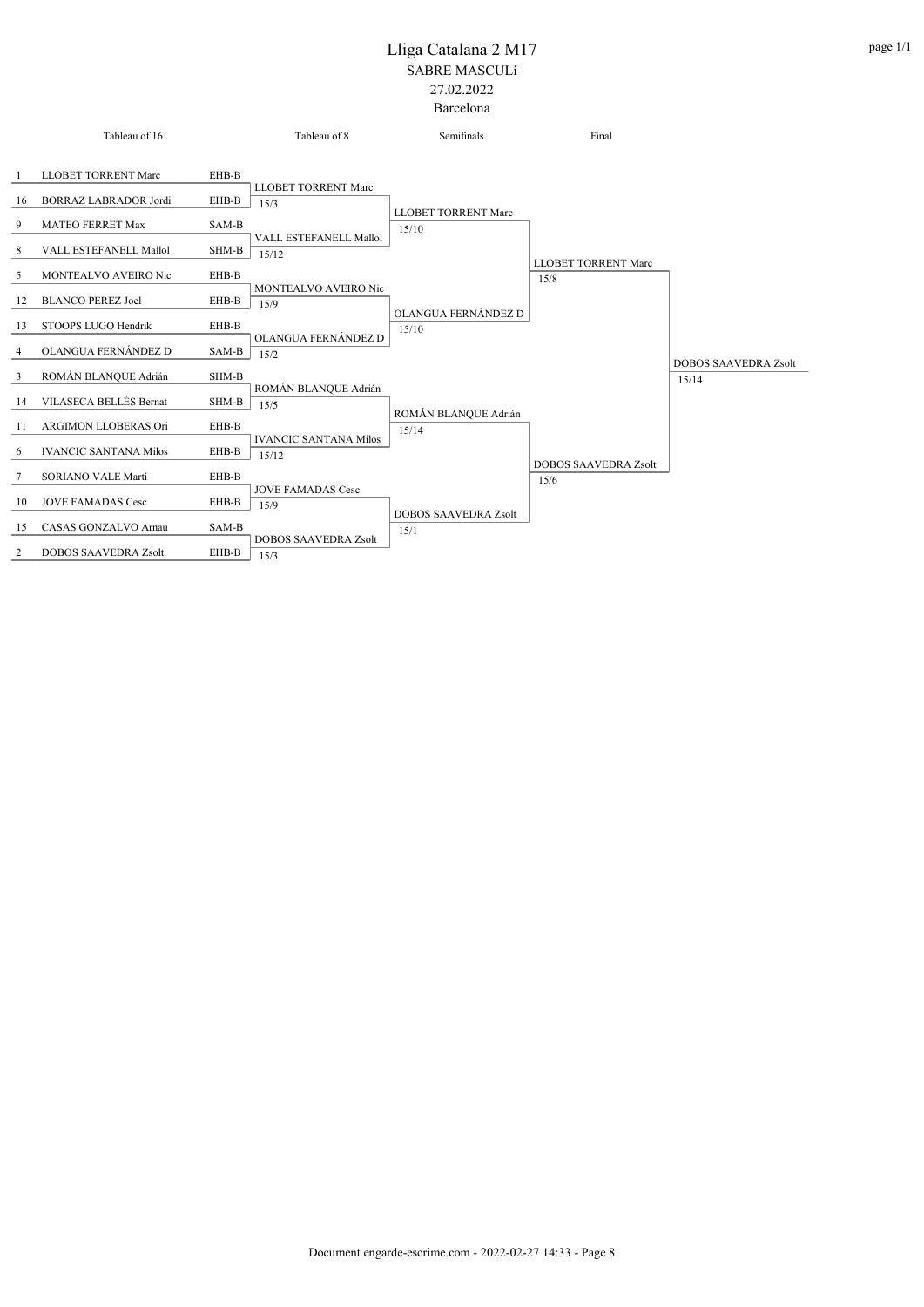# Lliga Catalana 2 M17

SABRE MASCULí

27.02.2022

Barcelona

## Tableau of 16

| Seed | Name | Club |
|---|---|---|
| 1 | LLOBET TORRENT Marc | EHB-B |
| 16 | BORRAZ LABRADOR Jordi | EHB-B |
| 9 | MATEO FERRET Max | SAM-B |
| 8 | VALL ESTEFANELL Mallol | SHM-B |
| 5 | MONTEALVO AVEIRO Nic | EHB-B |
| 12 | BLANCO PEREZ Joel | EHB-B |
| 13 | STOOPS LUGO Hendrik | EHB-B |
| 4 | OLANGUA FERNÁNDEZ D | SAM-B |
| 3 | ROMÁN BLANQUE Adrián | SHM-B |
| 14 | VILASECA BELLÉS Bernat | SHM-B |
| 11 | ARGIMON LLOBERAS Ori | EHB-B |
| 6 | IVANCIC SANTANA Milos | EHB-B |
| 7 | SORIANO VALE Martí | EHB-B |
| 10 | JOVE FAMADAS Cesc | EHB-B |
| 15 | CASAS GONZALVO Arnau | SAM-B |
| 2 | DOBOS SAAVEDRA Zsolt | EHB-B |

## Tableau of 8

| Winner | Score |
|---|---|
| LLOBET TORRENT Marc | 15/3 |
| VALL ESTEFANELL Mallol | 15/12 |
| MONTEALVO AVEIRO Nic | 15/9 |
| OLANGUA FERNÁNDEZ D | 15/2 |
| ROMÁN BLANQUE Adrián | 15/5 |
| IVANCIC SANTANA Milos | 15/12 |
| JOVE FAMADAS Cesc | 15/9 |
| DOBOS SAAVEDRA Zsolt | 15/3 |

## Semifinals

| Winner | Score |
|---|---|
| LLOBET TORRENT Marc | 15/10 |
| OLANGUA FERNÁNDEZ D | 15/10 |
| ROMÁN BLANQUE Adrián | 15/14 |
| DOBOS SAAVEDRA Zsolt | 15/1 |

## Final

| Winner | Score |
|---|---|
| LLOBET TORRENT Marc | 15/8 |
| DOBOS SAAVEDRA Zsolt | 15/6 |

**Winner:** DOBOS SAAVEDRA Zsolt 15/14

Document engarde-escrime.com - 2022-02-27 14:33 - Page 8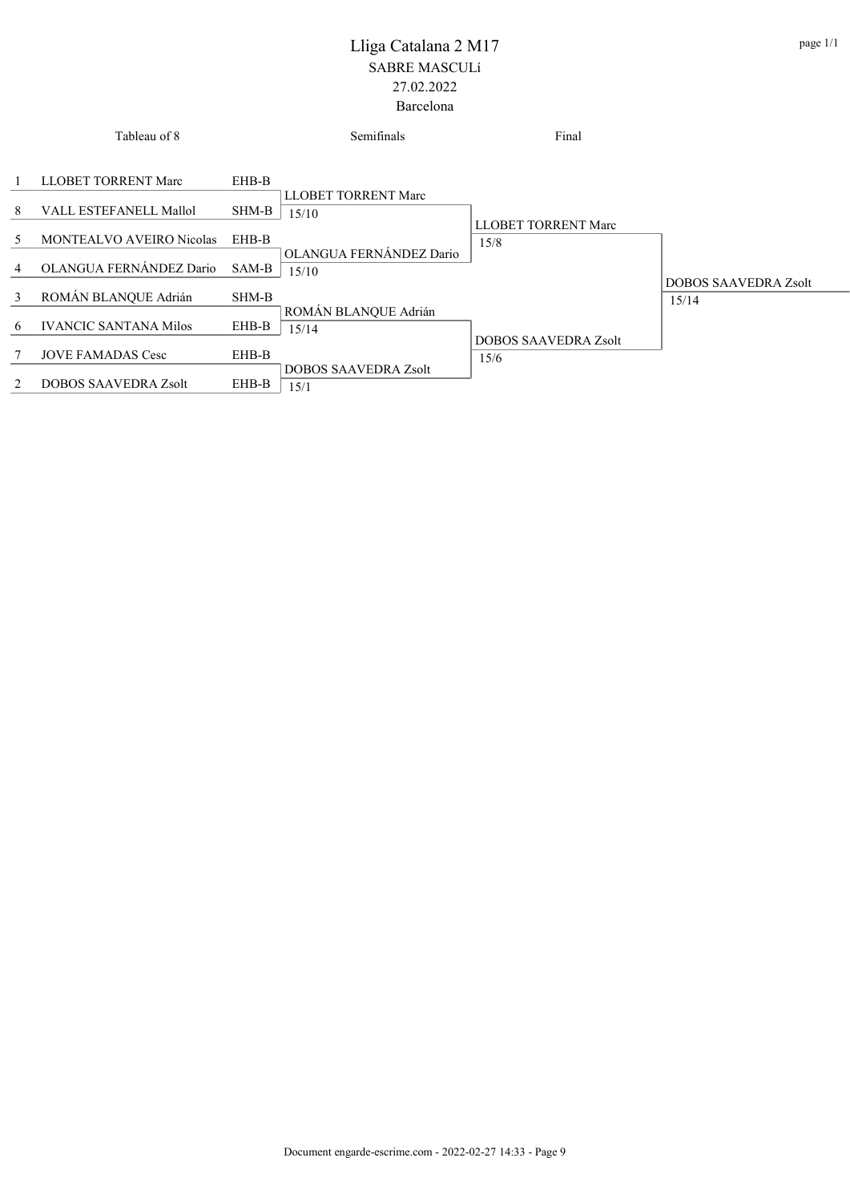# Lliga Catalana 2 M17

SABRE MASCULí

27.02.2022

Barcelona

| Tableau of 8 | | | Semifinals | Final | |
|---|---|---|---|---|---|
| 1 | LLOBET TORRENT Marc | EHB-B | | | |
| | | | LLOBET TORRENT Marc 15/10 | | |
| 8 | VALL ESTEFANELL Mallol | SHM-B | | | |
| | | | | LLOBET TORRENT Marc 15/8 | |
| 5 | MONTEALVO AVEIRO Nicolas | EHB-B | | | |
| | | | OLANGUA FERNÁNDEZ Dario 15/10 | | |
| 4 | OLANGUA FERNÁNDEZ Dario | SAM-B | | | |
| | | | | | DOBOS SAAVEDRA Zsolt 15/14 |
| 3 | ROMÁN BLANQUE Adrián | SHM-B | | | |
| | | | ROMÁN BLANQUE Adrián 15/14 | | |
| 6 | IVANCIC SANTANA Milos | EHB-B | | | |
| | | | | DOBOS SAAVEDRA Zsolt 15/6 | |
| 7 | JOVE FAMADAS Cesc | EHB-B | | | |
| | | | DOBOS SAAVEDRA Zsolt 15/1 | | |
| 2 | DOBOS SAAVEDRA Zsolt | EHB-B | | | |

Document engarde-escrime.com - 2022-02-27 14:33 - Page 9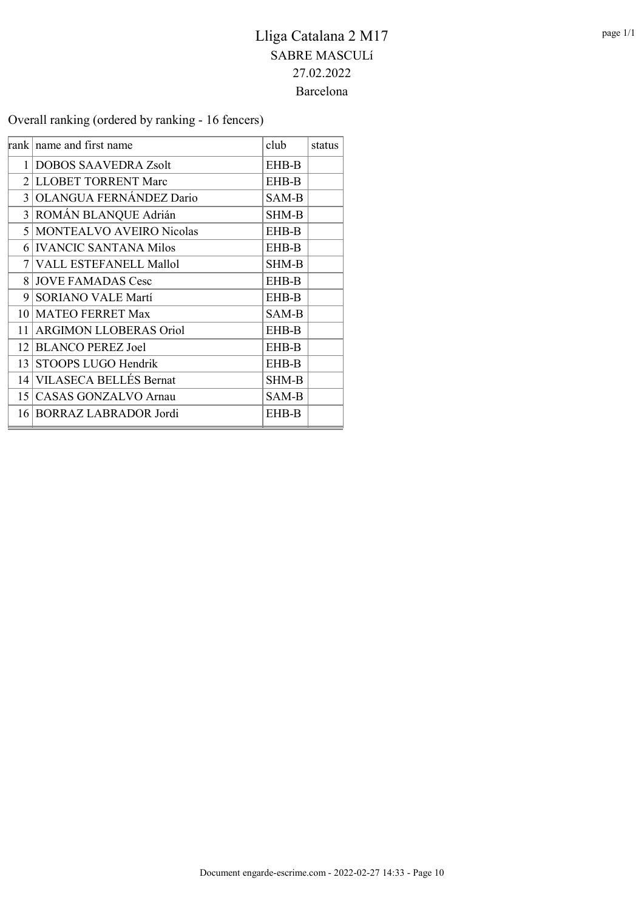# Lliga Catalana 2 M17

SABRE MASCULí

27.02.2022

Barcelona

Overall ranking (ordered by ranking - 16 fencers)

| rank | name and first name | club | status |
|---|---|---|---|
| 1 | DOBOS SAAVEDRA Zsolt | EHB-B | |
| 2 | LLOBET TORRENT Marc | EHB-B | |
| 3 | OLANGUA FERNÁNDEZ Dario | SAM-B | |
| 3 | ROMÁN BLANQUE Adrián | SHM-B | |
| 5 | MONTEALVO AVEIRO Nicolas | EHB-B | |
| 6 | IVANCIC SANTANA Milos | EHB-B | |
| 7 | VALL ESTEFANELL Mallol | SHM-B | |
| 8 | JOVE FAMADAS Cesc | EHB-B | |
| 9 | SORIANO VALE Martí | EHB-B | |
| 10 | MATEO FERRET Max | SAM-B | |
| 11 | ARGIMON LLOBERAS Oriol | EHB-B | |
| 12 | BLANCO PEREZ Joel | EHB-B | |
| 13 | STOOPS LUGO Hendrik | EHB-B | |
| 14 | VILASECA BELLÉS Bernat | SHM-B | |
| 15 | CASAS GONZALVO Arnau | SAM-B | |
| 16 | BORRAZ LABRADOR Jordi | EHB-B | |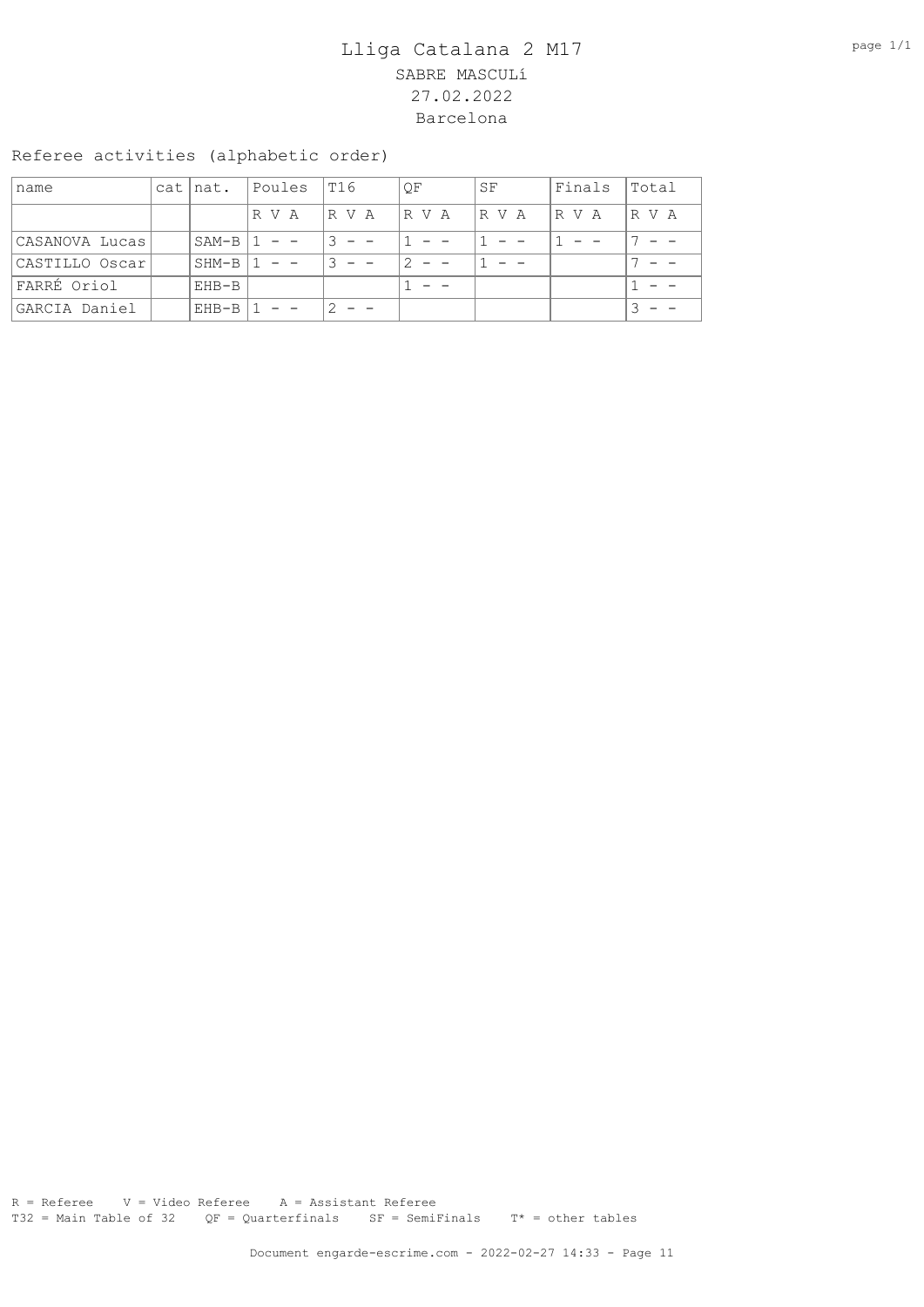# Lliga Catalana 2 M17

SABRE MASCULí

27.02.2022

Barcelona

## Referee activities (alphabetic order)

| name | cat | nat. | Poules | T16 | QF | SF | Finals | Total |
|---|---|---|---|---|---|---|---|---|
| | | | R V A | R V A | R V A | R V A | R V A | R V A |
| CASANOVA Lucas | | SAM-B | 1 - - | 3 - - | 1 - - | 1 - - | 1 - - | 7 - - |
| CASTILLO Oscar | | SHM-B | 1 - - | 3 - - | 2 - - | 1 - - | | 7 - - |
| FARRÉ Oriol | | EHB-B | | | 1 - - | | | 1 - - |
| GARCIA Daniel | | EHB-B | 1 - - | 2 - - | | | | 3 - - |

R = Referee    V = Video Referee    A = Assistant Referee
T32 = Main Table of 32    QF = Quarterfinals    SF = SemiFinals    T* = other tables

Document engarde-escrime.com - 2022-02-27 14:33 - Page 11